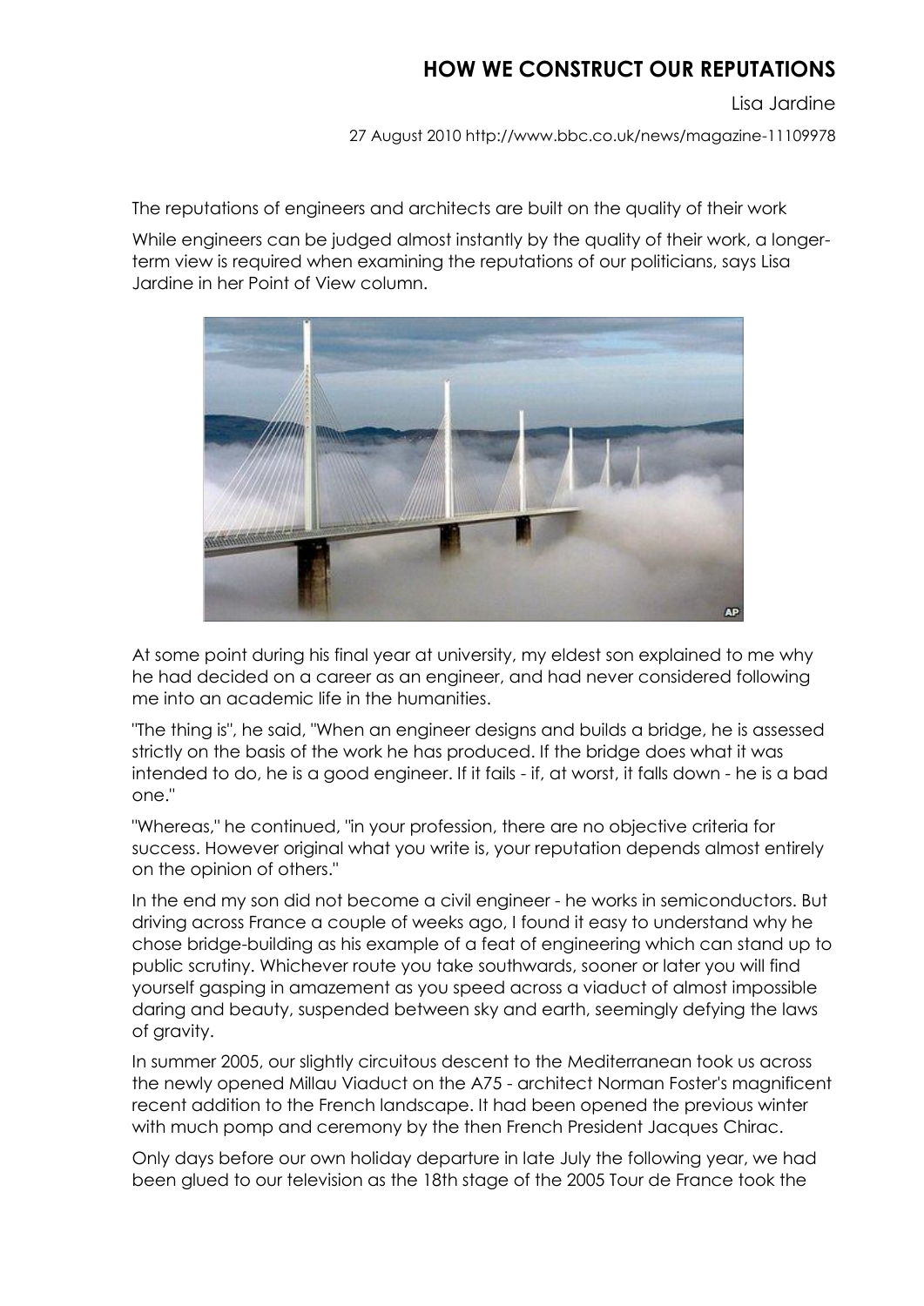# HOW WE CONSTRUCT OUR REPUTATIONS

Lisa Jardine

27 August 2010 http://www.bbc.co.uk/news/magazine-11109978

The reputations of engineers and architects are built on the quality of their work

While engineers can be judged almost instantly by the quality of their work, a longer-term view is required when examining the reputations of our politicians, says Lisa Jardine in her Point of View column.

At some point during his final year at university, my eldest son explained to me why he had decided on a career as an engineer, and had never considered following me into an academic life in the humanities.

"The thing is", he said, "When an engineer designs and builds a bridge, he is assessed strictly on the basis of the work he has produced. If the bridge does what it was intended to do, he is a good engineer. If it fails - if, at worst, it falls down - he is a bad one."

"Whereas," he continued, "in your profession, there are no objective criteria for success. However original what you write is, your reputation depends almost entirely on the opinion of others."

In the end my son did not become a civil engineer - he works in semiconductors. But driving across France a couple of weeks ago, I found it easy to understand why he chose bridge-building as his example of a feat of engineering which can stand up to public scrutiny. Whichever route you take southwards, sooner or later you will find yourself gasping in amazement as you speed across a viaduct of almost impossible daring and beauty, suspended between sky and earth, seemingly defying the laws of gravity.

In summer 2005, our slightly circuitous descent to the Mediterranean took us across the newly opened Millau Viaduct on the A75 - architect Norman Foster's magnificent recent addition to the French landscape. It had been opened the previous winter with much pomp and ceremony by the then French President Jacques Chirac.

Only days before our own holiday departure in late July the following year, we had been glued to our television as the 18th stage of the 2005 Tour de France took the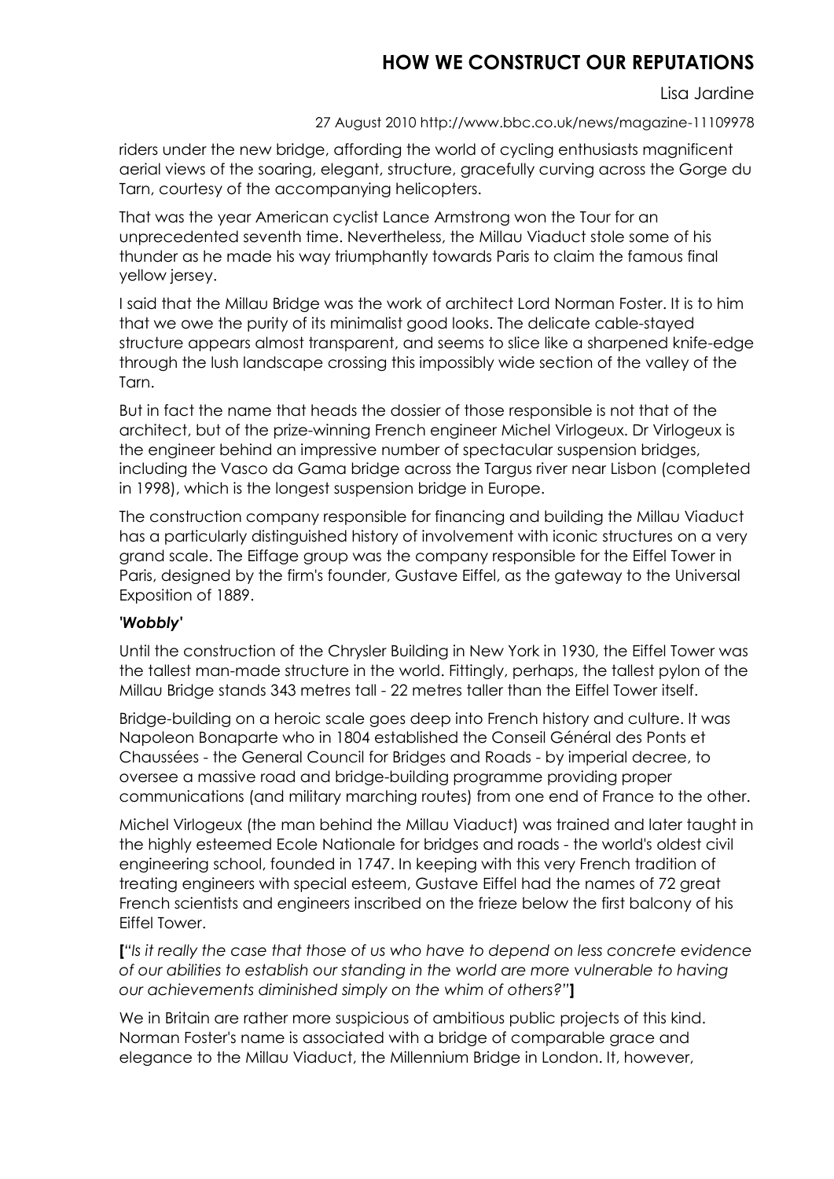riders under the new bridge, affording the world of cycling enthusiasts magnificent aerial views of the soaring, elegant, structure, gracefully curving across the Gorge du Tarn, courtesy of the accompanying helicopters.

That was the year American cyclist Lance Armstrong won the Tour for an unprecedented seventh time. Nevertheless, the Millau Viaduct stole some of his thunder as he made his way triumphantly towards Paris to claim the famous final yellow jersey.

I said that the Millau Bridge was the work of architect Lord Norman Foster. It is to him that we owe the purity of its minimalist good looks. The delicate cable-stayed structure appears almost transparent, and seems to slice like a sharpened knife-edge through the lush landscape crossing this impossibly wide section of the valley of the Tarn.

But in fact the name that heads the dossier of those responsible is not that of the architect, but of the prize-winning French engineer Michel Virlogeux. Dr Virlogeux is the engineer behind an impressive number of spectacular suspension bridges, including the Vasco da Gama bridge across the Targus river near Lisbon (completed in 1998), which is the longest suspension bridge in Europe.

The construction company responsible for financing and building the Millau Viaduct has a particularly distinguished history of involvement with iconic structures on a very grand scale. The Eiffage group was the company responsible for the Eiffel Tower in Paris, designed by the firm's founder, Gustave Eiffel, as the gateway to the Universal Exposition of 1889.

***'Wobbly'***

Until the construction of the Chrysler Building in New York in 1930, the Eiffel Tower was the tallest man-made structure in the world. Fittingly, perhaps, the tallest pylon of the Millau Bridge stands 343 metres tall - 22 metres taller than the Eiffel Tower itself.

Bridge-building on a heroic scale goes deep into French history and culture. It was Napoleon Bonaparte who in 1804 established the Conseil Général des Ponts et Chaussées - the General Council for Bridges and Roads - by imperial decree, to oversee a massive road and bridge-building programme providing proper communications (and military marching routes) from one end of France to the other.

Michel Virlogeux (the man behind the Millau Viaduct) was trained and later taught in the highly esteemed Ecole Nationale for bridges and roads - the world's oldest civil engineering school, founded in 1747. In keeping with this very French tradition of treating engineers with special esteem, Gustave Eiffel had the names of 72 great French scientists and engineers inscribed on the frieze below the first balcony of his Eiffel Tower.

**[***"Is it really the case that those of us who have to depend on less concrete evidence of our abilities to establish our standing in the world are more vulnerable to having our achievements diminished simply on the whim of others?"***]**

We in Britain are rather more suspicious of ambitious public projects of this kind. Norman Foster's name is associated with a bridge of comparable grace and elegance to the Millau Viaduct, the Millennium Bridge in London. It, however,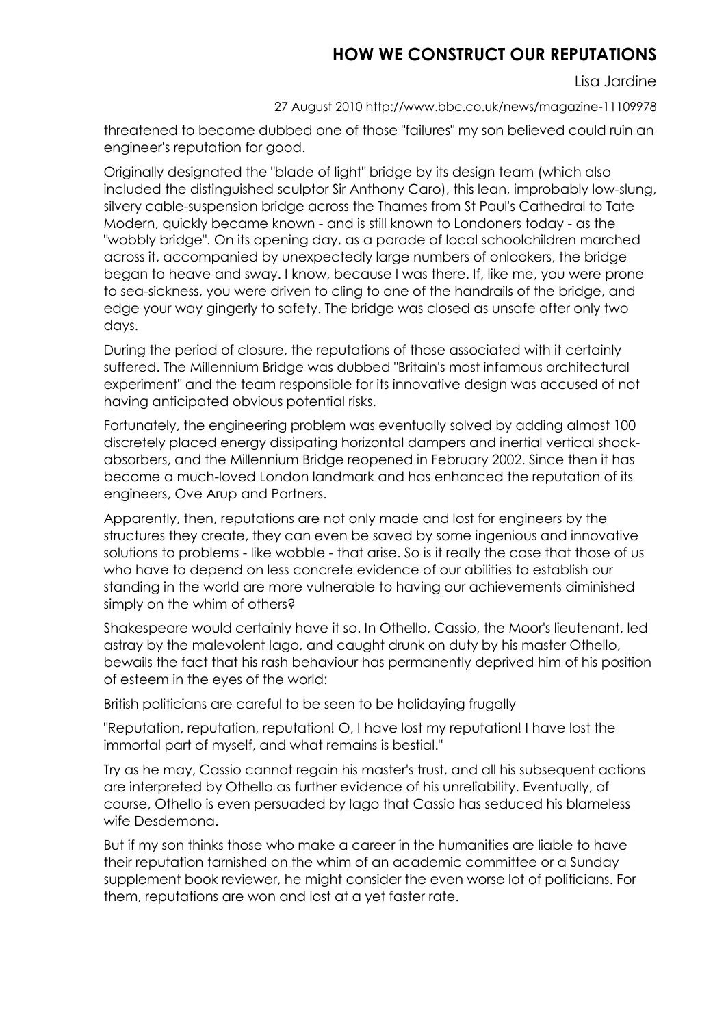threatened to become dubbed one of those "failures" my son believed could ruin an engineer's reputation for good.

Originally designated the "blade of light" bridge by its design team (which also included the distinguished sculptor Sir Anthony Caro), this lean, improbably low-slung, silvery cable-suspension bridge across the Thames from St Paul's Cathedral to Tate Modern, quickly became known - and is still known to Londoners today - as the "wobbly bridge". On its opening day, as a parade of local schoolchildren marched across it, accompanied by unexpectedly large numbers of onlookers, the bridge began to heave and sway. I know, because I was there. If, like me, you were prone to sea-sickness, you were driven to cling to one of the handrails of the bridge, and edge your way gingerly to safety. The bridge was closed as unsafe after only two days.

During the period of closure, the reputations of those associated with it certainly suffered. The Millennium Bridge was dubbed "Britain's most infamous architectural experiment" and the team responsible for its innovative design was accused of not having anticipated obvious potential risks.

Fortunately, the engineering problem was eventually solved by adding almost 100 discretely placed energy dissipating horizontal dampers and inertial vertical shock-absorbers, and the Millennium Bridge reopened in February 2002. Since then it has become a much-loved London landmark and has enhanced the reputation of its engineers, Ove Arup and Partners.

Apparently, then, reputations are not only made and lost for engineers by the structures they create, they can even be saved by some ingenious and innovative solutions to problems - like wobble - that arise. So is it really the case that those of us who have to depend on less concrete evidence of our abilities to establish our standing in the world are more vulnerable to having our achievements diminished simply on the whim of others?

Shakespeare would certainly have it so. In Othello, Cassio, the Moor's lieutenant, led astray by the malevolent Iago, and caught drunk on duty by his master Othello, bewails the fact that his rash behaviour has permanently deprived him of his position of esteem in the eyes of the world:

British politicians are careful to be seen to be holidaying frugally

"Reputation, reputation, reputation! O, I have lost my reputation! I have lost the immortal part of myself, and what remains is bestial."

Try as he may, Cassio cannot regain his master's trust, and all his subsequent actions are interpreted by Othello as further evidence of his unreliability. Eventually, of course, Othello is even persuaded by Iago that Cassio has seduced his blameless wife Desdemona.

But if my son thinks those who make a career in the humanities are liable to have their reputation tarnished on the whim of an academic committee or a Sunday supplement book reviewer, he might consider the even worse lot of politicians. For them, reputations are won and lost at a yet faster rate.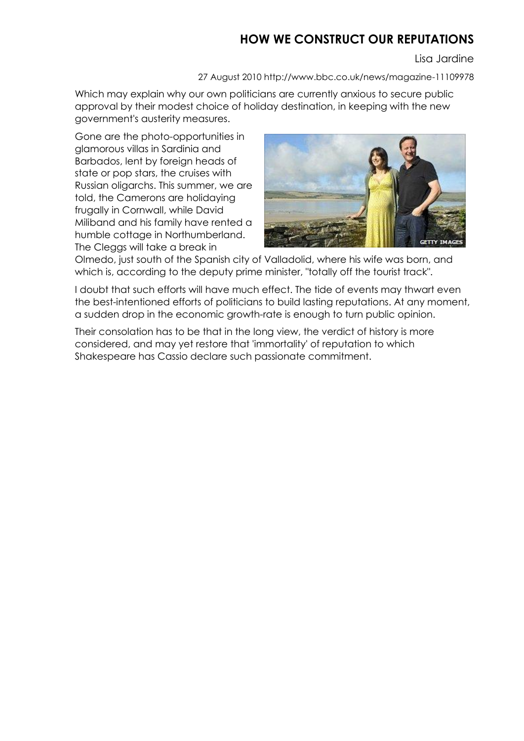Which may explain why our own politicians are currently anxious to secure public approval by their modest choice of holiday destination, in keeping with the new government's austerity measures.

Gone are the photo-opportunities in glamorous villas in Sardinia and Barbados, lent by foreign heads of state or pop stars, the cruises with Russian oligarchs. This summer, we are told, the Camerons are holidaying frugally in Cornwall, while David Miliband and his family have rented a humble cottage in Northumberland. The Cleggs will take a break in Olmedo, just south of the Spanish city of Valladolid, where his wife was born, and which is, according to the deputy prime minister, "totally off the tourist track".

I doubt that such efforts will have much effect. The tide of events may thwart even the best-intentioned efforts of politicians to build lasting reputations. At any moment, a sudden drop in the economic growth-rate is enough to turn public opinion.

Their consolation has to be that in the long view, the verdict of history is more considered, and may yet restore that 'immortality' of reputation to which Shakespeare has Cassio declare such passionate commitment.